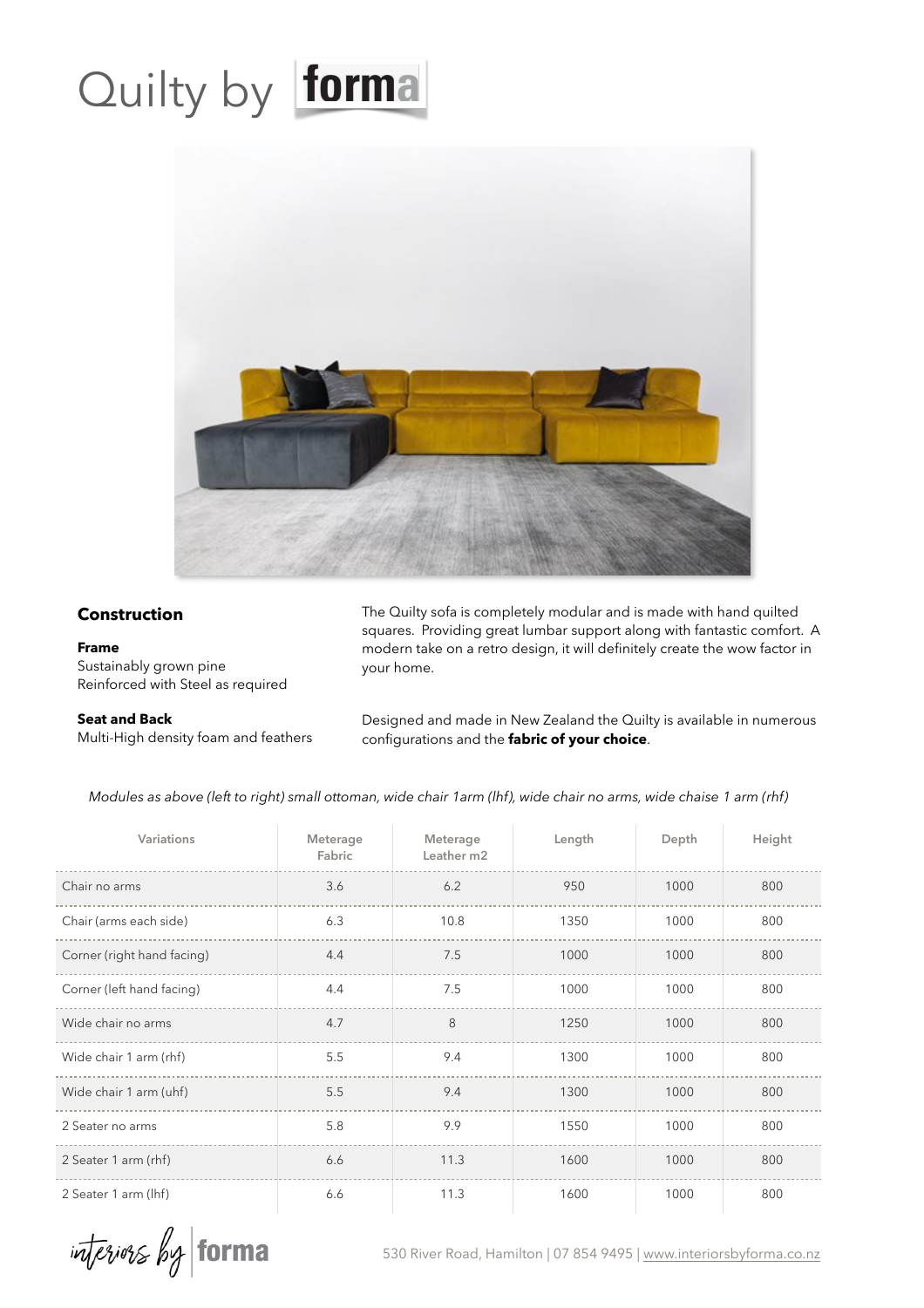# Quilty by forma

## Construction

**Frame**
Sustainably grown pine
Reinforced with Steel as required

**Seat and Back**
Multi-High density foam and feathers

The Quilty sofa is completely modular and is made with hand quilted squares. Providing great lumbar support along with fantastic comfort. A modern take on a retro design, it will definitely create the wow factor in your home.

Designed and made in New Zealand the Quilty is available in numerous configurations and the **fabric of your choice**.

*Modules as above (left to right) small ottoman, wide chair 1arm (lhf), wide chair no arms, wide chaise 1 arm (rhf)*

| Variations | Meterage Fabric | Meterage Leather m2 | Length | Depth | Height |
|---|---|---|---|---|---|
| Chair no arms | 3.6 | 6.2 | 950 | 1000 | 800 |
| Chair (arms each side) | 6.3 | 10.8 | 1350 | 1000 | 800 |
| Corner (right hand facing) | 4.4 | 7.5 | 1000 | 1000 | 800 |
| Corner (left hand facing) | 4.4 | 7.5 | 1000 | 1000 | 800 |
| Wide chair no arms | 4.7 | 8 | 1250 | 1000 | 800 |
| Wide chair 1 arm (rhf) | 5.5 | 9.4 | 1300 | 1000 | 800 |
| Wide chair 1 arm (uhf) | 5.5 | 9.4 | 1300 | 1000 | 800 |
| 2 Seater no arms | 5.8 | 9.9 | 1550 | 1000 | 800 |
| 2 Seater 1 arm (rhf) | 6.6 | 11.3 | 1600 | 1000 | 800 |
| 2 Seater 1 arm (lhf) | 6.6 | 11.3 | 1600 | 1000 | 800 |

interiors by forma

530 River Road, Hamilton | 07 854 9495 | www.interiorsbyforma.co.nz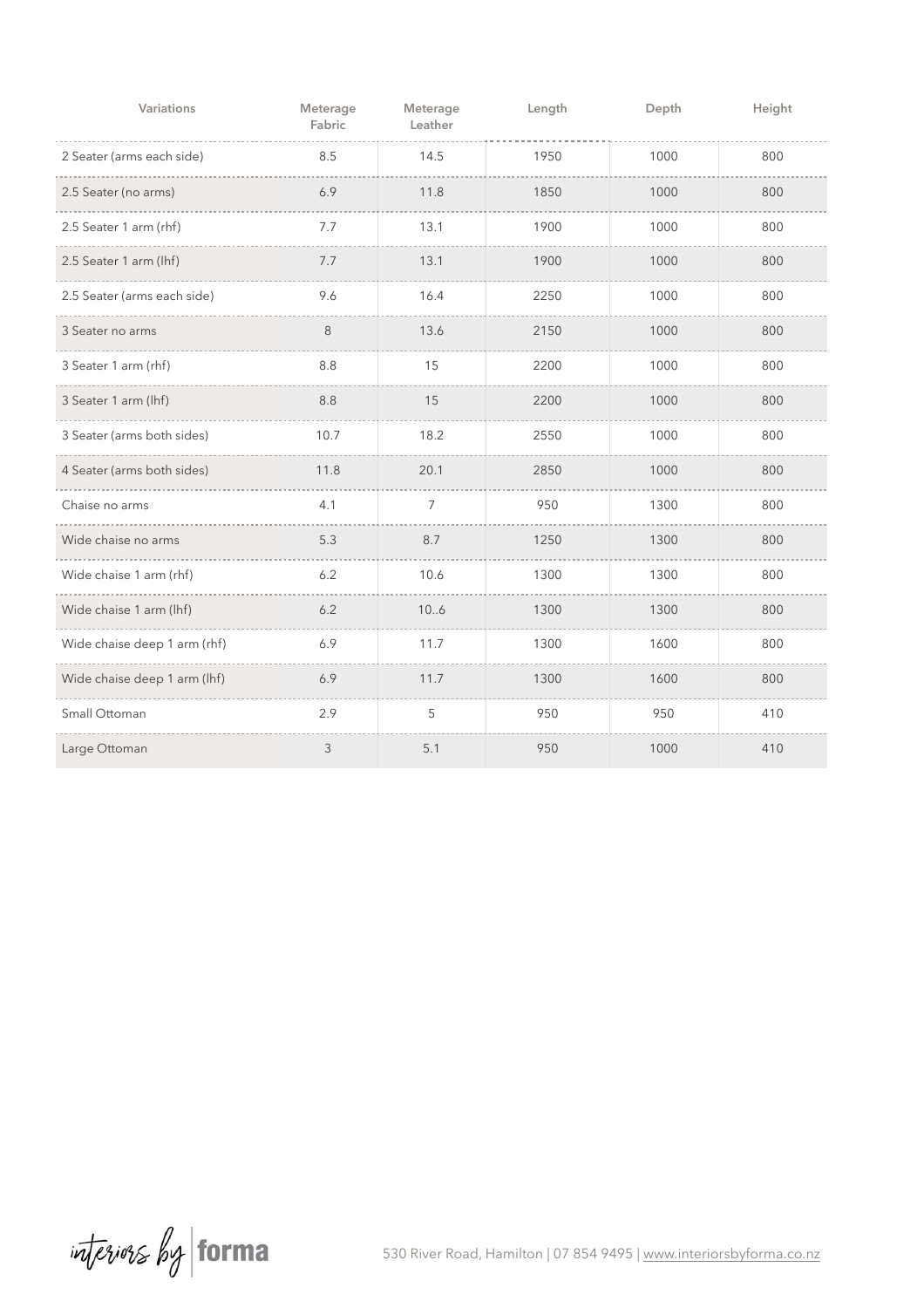| Variations | Meterage Fabric | Meterage Leather | Length | Depth | Height |
|---|---|---|---|---|---|
| 2 Seater (arms each side) | 8.5 | 14.5 | 1950 | 1000 | 800 |
| 2.5 Seater (no arms) | 6.9 | 11.8 | 1850 | 1000 | 800 |
| 2.5 Seater 1 arm (rhf) | 7.7 | 13.1 | 1900 | 1000 | 800 |
| 2.5 Seater 1 arm (lhf) | 7.7 | 13.1 | 1900 | 1000 | 800 |
| 2.5 Seater (arms each side) | 9.6 | 16.4 | 2250 | 1000 | 800 |
| 3 Seater no arms | 8 | 13.6 | 2150 | 1000 | 800 |
| 3 Seater 1 arm (rhf) | 8.8 | 15 | 2200 | 1000 | 800 |
| 3 Seater 1 arm (lhf) | 8.8 | 15 | 2200 | 1000 | 800 |
| 3 Seater (arms both sides) | 10.7 | 18.2 | 2550 | 1000 | 800 |
| 4 Seater (arms both sides) | 11.8 | 20.1 | 2850 | 1000 | 800 |
| Chaise no arms | 4.1 | 7 | 950 | 1300 | 800 |
| Wide chaise no arms | 5.3 | 8.7 | 1250 | 1300 | 800 |
| Wide chaise 1 arm (rhf) | 6.2 | 10.6 | 1300 | 1300 | 800 |
| Wide chaise 1 arm (lhf) | 6.2 | 10..6 | 1300 | 1300 | 800 |
| Wide chaise deep 1 arm (rhf) | 6.9 | 11.7 | 1300 | 1600 | 800 |
| Wide chaise deep 1 arm (lhf) | 6.9 | 11.7 | 1300 | 1600 | 800 |
| Small Ottoman | 2.9 | 5 | 950 | 950 | 410 |
| Large Ottoman | 3 | 5.1 | 950 | 1000 | 410 |

interiors by forma

530 River Road, Hamilton | 07 854 9495 | www.interiorsbyforma.co.nz